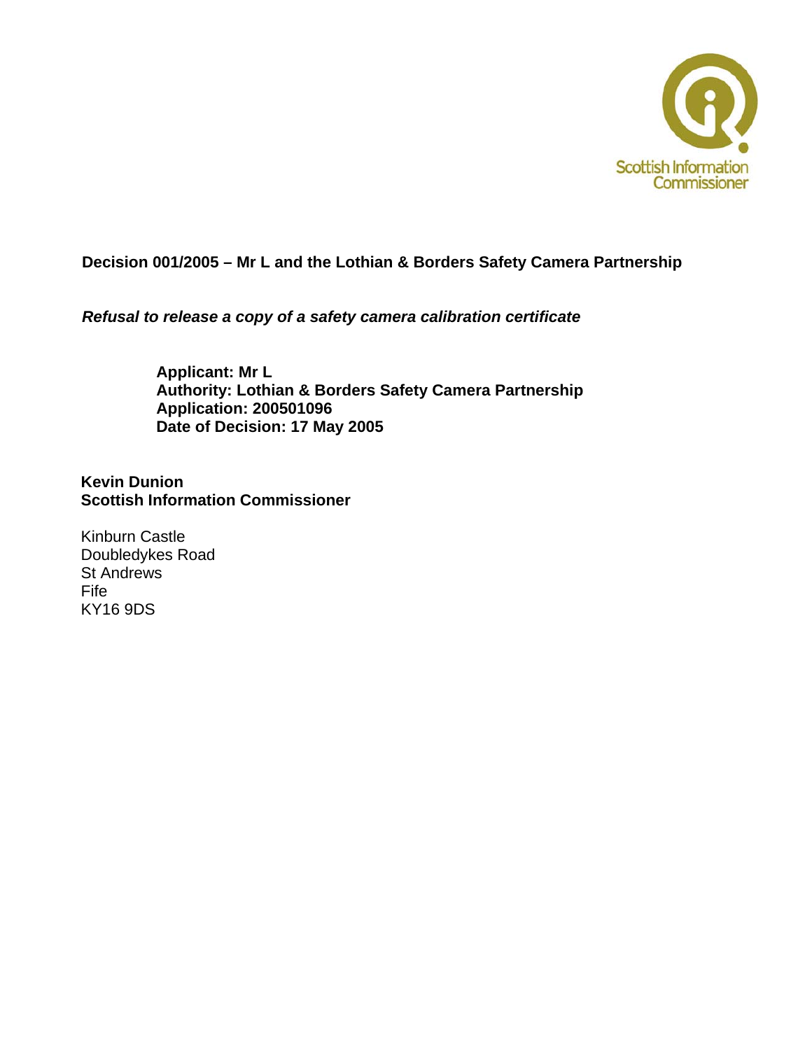Scottish Information Commissioner

**Decision 001/2005 – Mr L and the Lothian & Borders Safety Camera Partnership**

***Refusal to release a copy of a safety camera calibration certificate***

**Applicant: Mr L**
**Authority: Lothian & Borders Safety Camera Partnership**
**Application: 200501096**
**Date of Decision: 17 May 2005**

**Kevin Dunion**
**Scottish Information Commissioner**

Kinburn Castle
Doubledykes Road
St Andrews
Fife
KY16 9DS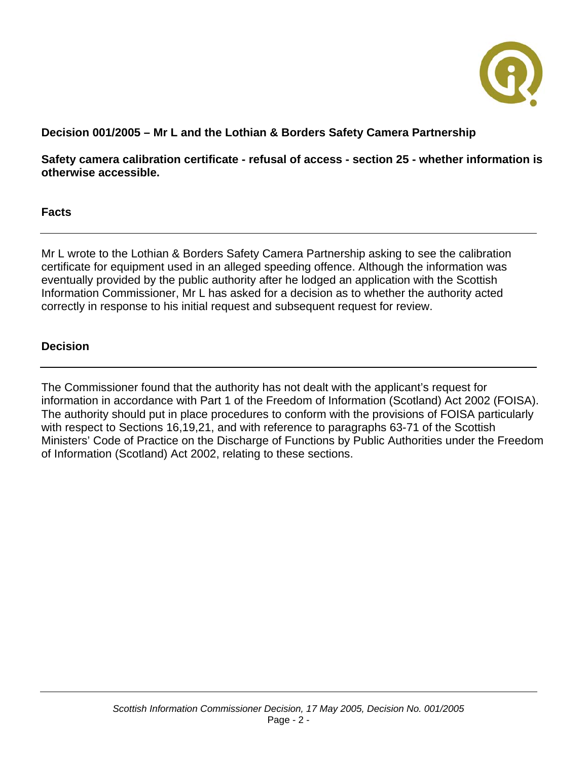**Decision 001/2005 – Mr L and the Lothian & Borders Safety Camera Partnership**

**Safety camera calibration certificate - refusal of access - section 25 - whether information is otherwise accessible.**

## Facts

Mr L wrote to the Lothian & Borders Safety Camera Partnership asking to see the calibration certificate for equipment used in an alleged speeding offence. Although the information was eventually provided by the public authority after he lodged an application with the Scottish Information Commissioner, Mr L has asked for a decision as to whether the authority acted correctly in response to his initial request and subsequent request for review.

## Decision

The Commissioner found that the authority has not dealt with the applicant's request for information in accordance with Part 1 of the Freedom of Information (Scotland) Act 2002 (FOISA). The authority should put in place procedures to conform with the provisions of FOISA particularly with respect to Sections 16,19,21, and with reference to paragraphs 63-71 of the Scottish Ministers' Code of Practice on the Discharge of Functions by Public Authorities under the Freedom of Information (Scotland) Act 2002, relating to these sections.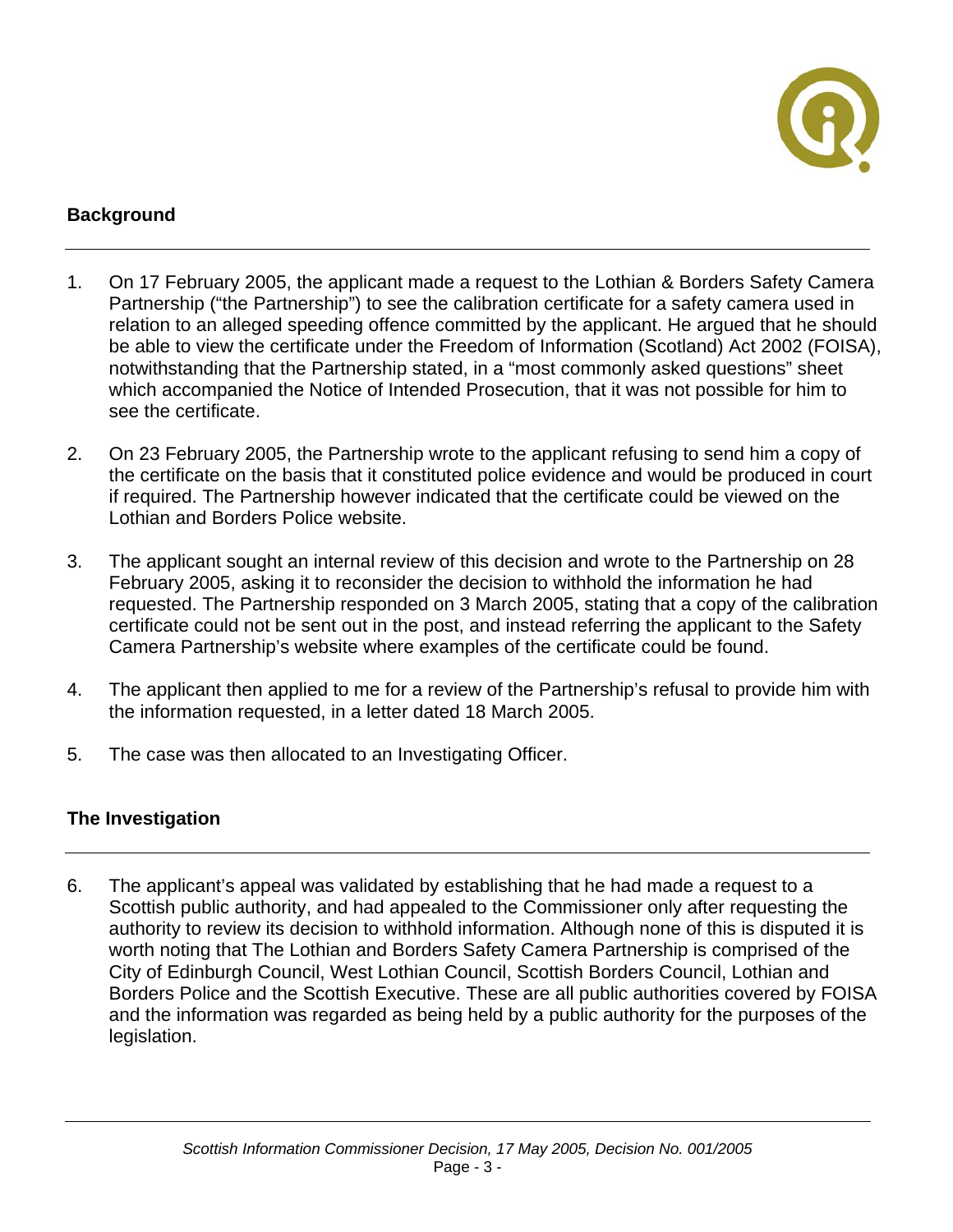## Background

1. On 17 February 2005, the applicant made a request to the Lothian & Borders Safety Camera Partnership ("the Partnership") to see the calibration certificate for a safety camera used in relation to an alleged speeding offence committed by the applicant. He argued that he should be able to view the certificate under the Freedom of Information (Scotland) Act 2002 (FOISA), notwithstanding that the Partnership stated, in a "most commonly asked questions" sheet which accompanied the Notice of Intended Prosecution, that it was not possible for him to see the certificate.

2. On 23 February 2005, the Partnership wrote to the applicant refusing to send him a copy of the certificate on the basis that it constituted police evidence and would be produced in court if required. The Partnership however indicated that the certificate could be viewed on the Lothian and Borders Police website.

3. The applicant sought an internal review of this decision and wrote to the Partnership on 28 February 2005, asking it to reconsider the decision to withhold the information he had requested. The Partnership responded on 3 March 2005, stating that a copy of the calibration certificate could not be sent out in the post, and instead referring the applicant to the Safety Camera Partnership's website where examples of the certificate could be found.

4. The applicant then applied to me for a review of the Partnership's refusal to provide him with the information requested, in a letter dated 18 March 2005.

5. The case was then allocated to an Investigating Officer.

## The Investigation

6. The applicant's appeal was validated by establishing that he had made a request to a Scottish public authority, and had appealed to the Commissioner only after requesting the authority to review its decision to withhold information. Although none of this is disputed it is worth noting that The Lothian and Borders Safety Camera Partnership is comprised of the City of Edinburgh Council, West Lothian Council, Scottish Borders Council, Lothian and Borders Police and the Scottish Executive. These are all public authorities covered by FOISA and the information was regarded as being held by a public authority for the purposes of the legislation.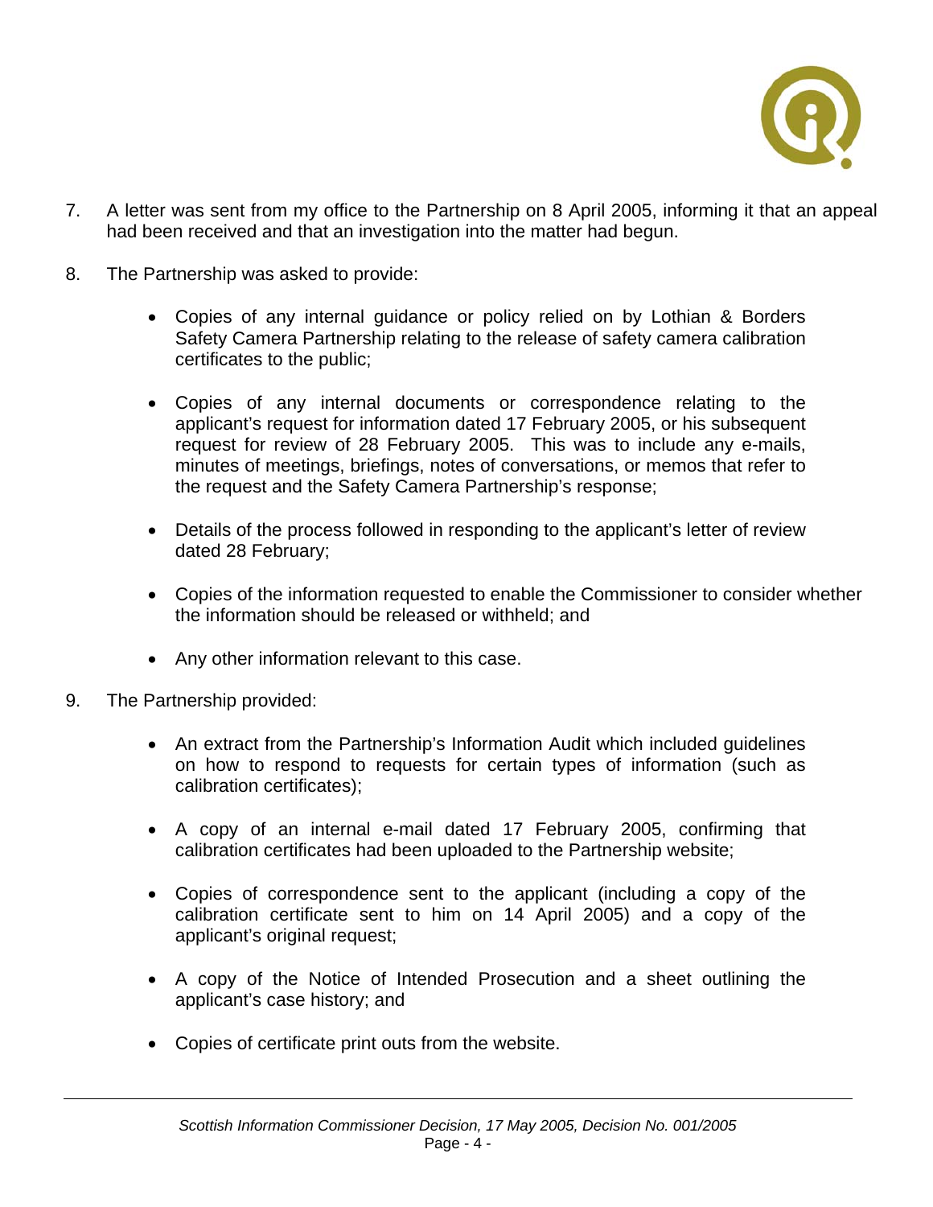7. A letter was sent from my office to the Partnership on 8 April 2005, informing it that an appeal had been received and that an investigation into the matter had begun.

8. The Partnership was asked to provide:

    - Copies of any internal guidance or policy relied on by Lothian & Borders Safety Camera Partnership relating to the release of safety camera calibration certificates to the public;

    - Copies of any internal documents or correspondence relating to the applicant's request for information dated 17 February 2005, or his subsequent request for review of 28 February 2005. This was to include any e-mails, minutes of meetings, briefings, notes of conversations, or memos that refer to the request and the Safety Camera Partnership's response;

    - Details of the process followed in responding to the applicant's letter of review dated 28 February;

    - Copies of the information requested to enable the Commissioner to consider whether the information should be released or withheld; and

    - Any other information relevant to this case.

9. The Partnership provided:

    - An extract from the Partnership's Information Audit which included guidelines on how to respond to requests for certain types of information (such as calibration certificates);

    - A copy of an internal e-mail dated 17 February 2005, confirming that calibration certificates had been uploaded to the Partnership website;

    - Copies of correspondence sent to the applicant (including a copy of the calibration certificate sent to him on 14 April 2005) and a copy of the applicant's original request;

    - A copy of the Notice of Intended Prosecution and a sheet outlining the applicant's case history; and

    - Copies of certificate print outs from the website.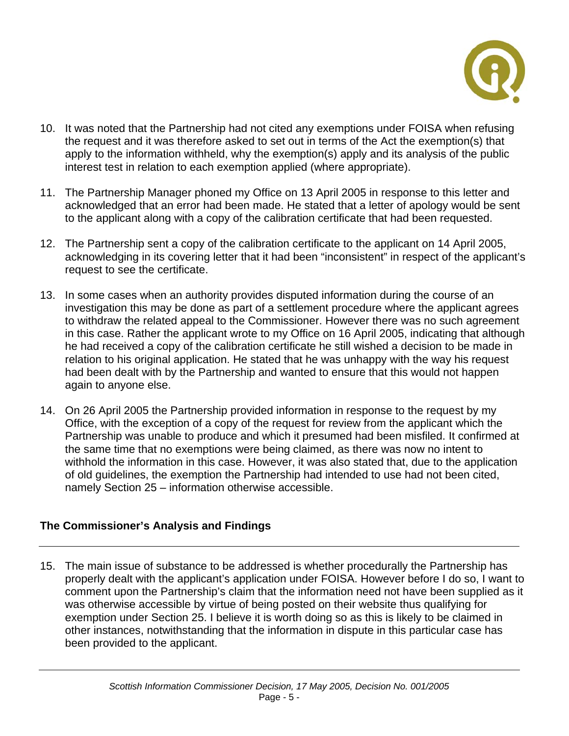10. It was noted that the Partnership had not cited any exemptions under FOISA when refusing the request and it was therefore asked to set out in terms of the Act the exemption(s) that apply to the information withheld, why the exemption(s) apply and its analysis of the public interest test in relation to each exemption applied (where appropriate).

11. The Partnership Manager phoned my Office on 13 April 2005 in response to this letter and acknowledged that an error had been made. He stated that a letter of apology would be sent to the applicant along with a copy of the calibration certificate that had been requested.

12. The Partnership sent a copy of the calibration certificate to the applicant on 14 April 2005, acknowledging in its covering letter that it had been "inconsistent" in respect of the applicant's request to see the certificate.

13. In some cases when an authority provides disputed information during the course of an investigation this may be done as part of a settlement procedure where the applicant agrees to withdraw the related appeal to the Commissioner. However there was no such agreement in this case. Rather the applicant wrote to my Office on 16 April 2005, indicating that although he had received a copy of the calibration certificate he still wished a decision to be made in relation to his original application. He stated that he was unhappy with the way his request had been dealt with by the Partnership and wanted to ensure that this would not happen again to anyone else.

14. On 26 April 2005 the Partnership provided information in response to the request by my Office, with the exception of a copy of the request for review from the applicant which the Partnership was unable to produce and which it presumed had been misfiled. It confirmed at the same time that no exemptions were being claimed, as there was now no intent to withhold the information in this case. However, it was also stated that, due to the application of old guidelines, the exemption the Partnership had intended to use had not been cited, namely Section 25 – information otherwise accessible.

## The Commissioner's Analysis and Findings

15. The main issue of substance to be addressed is whether procedurally the Partnership has properly dealt with the applicant's application under FOISA. However before I do so, I want to comment upon the Partnership's claim that the information need not have been supplied as it was otherwise accessible by virtue of being posted on their website thus qualifying for exemption under Section 25. I believe it is worth doing so as this is likely to be claimed in other instances, notwithstanding that the information in dispute in this particular case has been provided to the applicant.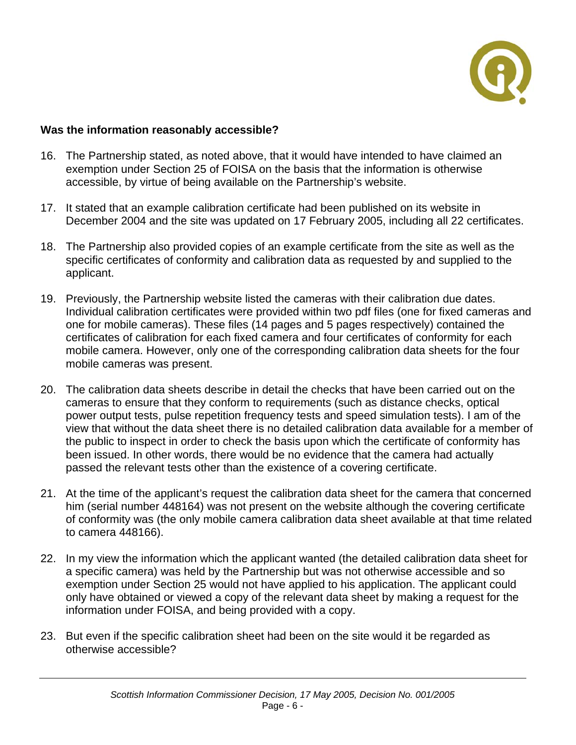**Was the information reasonably accessible?**

16. The Partnership stated, as noted above, that it would have intended to have claimed an exemption under Section 25 of FOISA on the basis that the information is otherwise accessible, by virtue of being available on the Partnership's website.

17. It stated that an example calibration certificate had been published on its website in December 2004 and the site was updated on 17 February 2005, including all 22 certificates.

18. The Partnership also provided copies of an example certificate from the site as well as the specific certificates of conformity and calibration data as requested by and supplied to the applicant.

19. Previously, the Partnership website listed the cameras with their calibration due dates. Individual calibration certificates were provided within two pdf files (one for fixed cameras and one for mobile cameras). These files (14 pages and 5 pages respectively) contained the certificates of calibration for each fixed camera and four certificates of conformity for each mobile camera. However, only one of the corresponding calibration data sheets for the four mobile cameras was present.

20. The calibration data sheets describe in detail the checks that have been carried out on the cameras to ensure that they conform to requirements (such as distance checks, optical power output tests, pulse repetition frequency tests and speed simulation tests). I am of the view that without the data sheet there is no detailed calibration data available for a member of the public to inspect in order to check the basis upon which the certificate of conformity has been issued. In other words, there would be no evidence that the camera had actually passed the relevant tests other than the existence of a covering certificate.

21. At the time of the applicant's request the calibration data sheet for the camera that concerned him (serial number 448164) was not present on the website although the covering certificate of conformity was (the only mobile camera calibration data sheet available at that time related to camera 448166).

22. In my view the information which the applicant wanted (the detailed calibration data sheet for a specific camera) was held by the Partnership but was not otherwise accessible and so exemption under Section 25 would not have applied to his application. The applicant could only have obtained or viewed a copy of the relevant data sheet by making a request for the information under FOISA, and being provided with a copy.

23. But even if the specific calibration sheet had been on the site would it be regarded as otherwise accessible?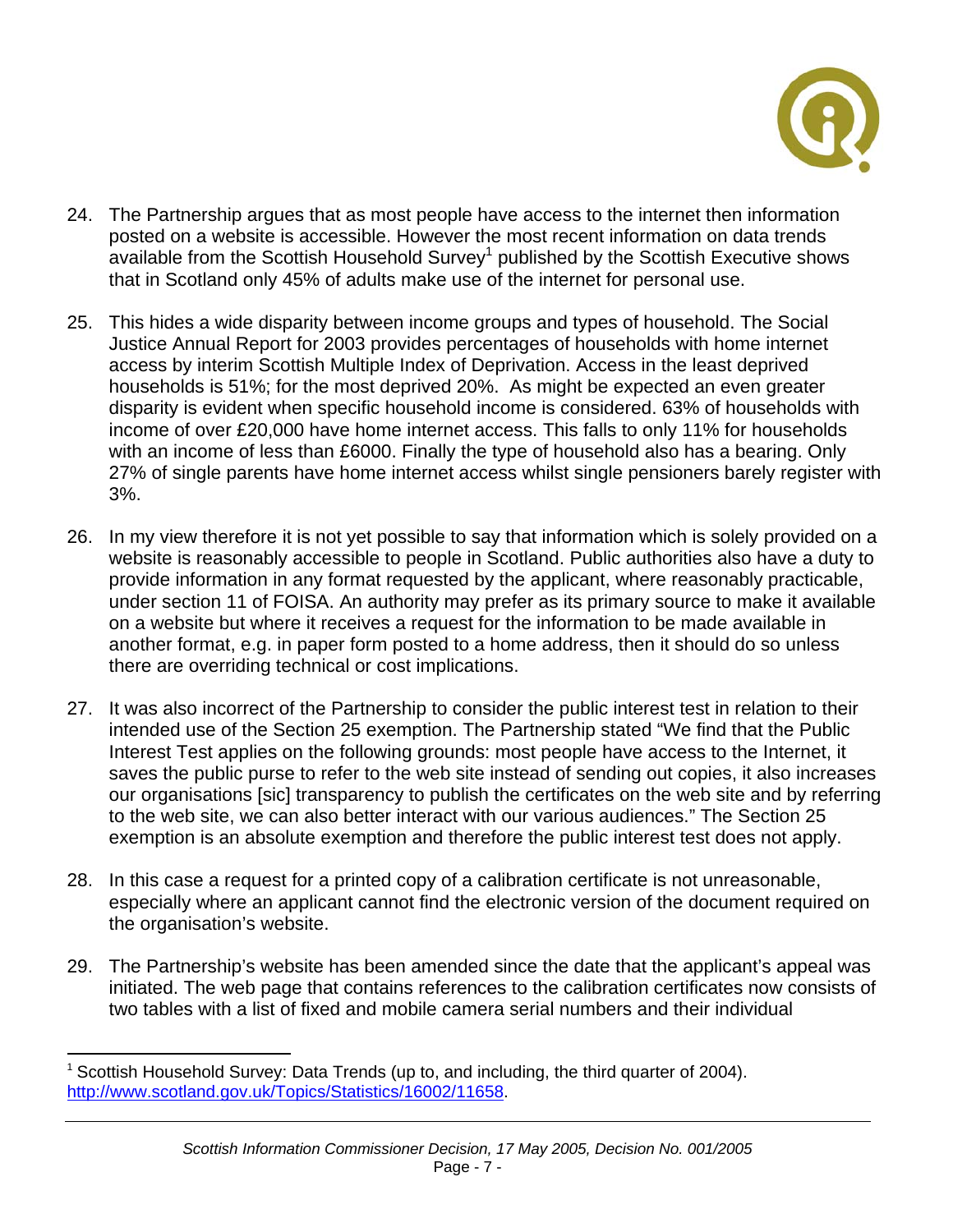24. The Partnership argues that as most people have access to the internet then information posted on a website is accessible. However the most recent information on data trends available from the Scottish Household Survey[1] published by the Scottish Executive shows that in Scotland only 45% of adults make use of the internet for personal use.

25. This hides a wide disparity between income groups and types of household. The Social Justice Annual Report for 2003 provides percentages of households with home internet access by interim Scottish Multiple Index of Deprivation. Access in the least deprived households is 51%; for the most deprived 20%. As might be expected an even greater disparity is evident when specific household income is considered. 63% of households with income of over £20,000 have home internet access. This falls to only 11% for households with an income of less than £6000. Finally the type of household also has a bearing. Only 27% of single parents have home internet access whilst single pensioners barely register with 3%.

26. In my view therefore it is not yet possible to say that information which is solely provided on a website is reasonably accessible to people in Scotland. Public authorities also have a duty to provide information in any format requested by the applicant, where reasonably practicable, under section 11 of FOISA. An authority may prefer as its primary source to make it available on a website but where it receives a request for the information to be made available in another format, e.g. in paper form posted to a home address, then it should do so unless there are overriding technical or cost implications.

27. It was also incorrect of the Partnership to consider the public interest test in relation to their intended use of the Section 25 exemption. The Partnership stated "We find that the Public Interest Test applies on the following grounds: most people have access to the Internet, it saves the public purse to refer to the web site instead of sending out copies, it also increases our organisations [sic] transparency to publish the certificates on the web site and by referring to the web site, we can also better interact with our various audiences." The Section 25 exemption is an absolute exemption and therefore the public interest test does not apply.

28. In this case a request for a printed copy of a calibration certificate is not unreasonable, especially where an applicant cannot find the electronic version of the document required on the organisation's website.

29. The Partnership's website has been amended since the date that the applicant's appeal was initiated. The web page that contains references to the calibration certificates now consists of two tables with a list of fixed and mobile camera serial numbers and their individual

---

[1] Scottish Household Survey: Data Trends (up to, and including, the third quarter of 2004). http://www.scotland.gov.uk/Topics/Statistics/16002/11658.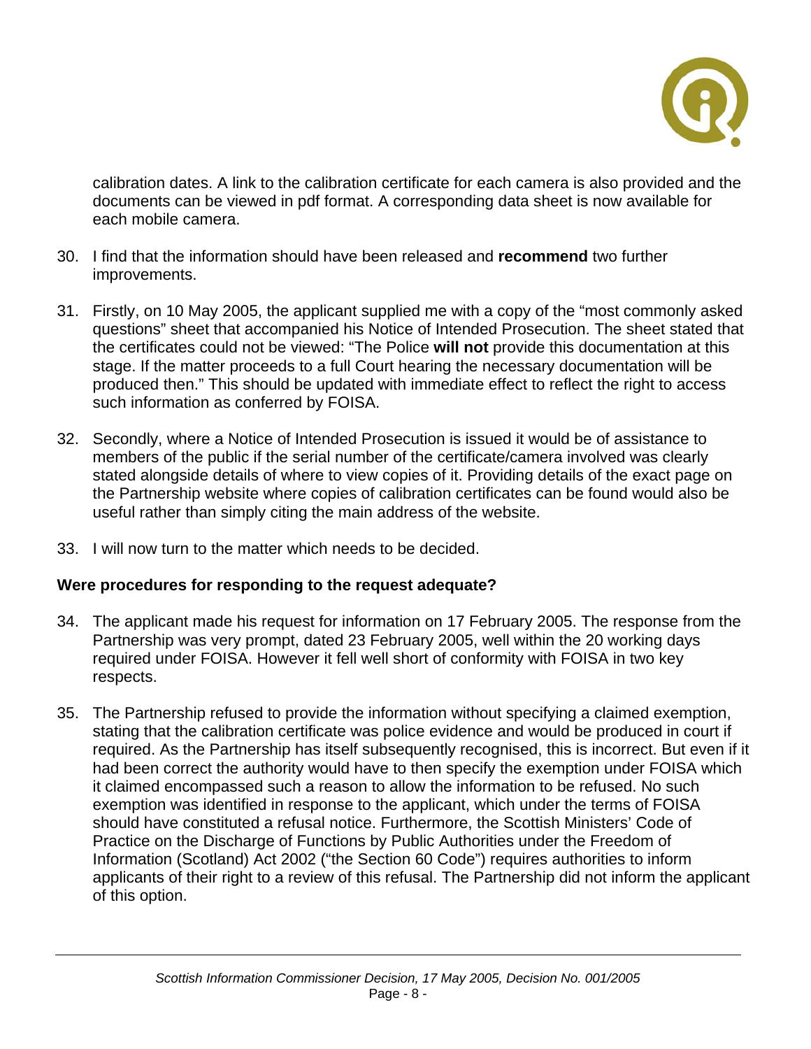calibration dates. A link to the calibration certificate for each camera is also provided and the documents can be viewed in pdf format. A corresponding data sheet is now available for each mobile camera.

30. I find that the information should have been released and **recommend** two further improvements.

31. Firstly, on 10 May 2005, the applicant supplied me with a copy of the "most commonly asked questions" sheet that accompanied his Notice of Intended Prosecution. The sheet stated that the certificates could not be viewed: "The Police **will not** provide this documentation at this stage. If the matter proceeds to a full Court hearing the necessary documentation will be produced then." This should be updated with immediate effect to reflect the right to access such information as conferred by FOISA.

32. Secondly, where a Notice of Intended Prosecution is issued it would be of assistance to members of the public if the serial number of the certificate/camera involved was clearly stated alongside details of where to view copies of it. Providing details of the exact page on the Partnership website where copies of calibration certificates can be found would also be useful rather than simply citing the main address of the website.

33. I will now turn to the matter which needs to be decided.

**Were procedures for responding to the request adequate?**

34. The applicant made his request for information on 17 February 2005. The response from the Partnership was very prompt, dated 23 February 2005, well within the 20 working days required under FOISA. However it fell well short of conformity with FOISA in two key respects.

35. The Partnership refused to provide the information without specifying a claimed exemption, stating that the calibration certificate was police evidence and would be produced in court if required. As the Partnership has itself subsequently recognised, this is incorrect. But even if it had been correct the authority would have to then specify the exemption under FOISA which it claimed encompassed such a reason to allow the information to be refused. No such exemption was identified in response to the applicant, which under the terms of FOISA should have constituted a refusal notice. Furthermore, the Scottish Ministers' Code of Practice on the Discharge of Functions by Public Authorities under the Freedom of Information (Scotland) Act 2002 ("the Section 60 Code") requires authorities to inform applicants of their right to a review of this refusal. The Partnership did not inform the applicant of this option.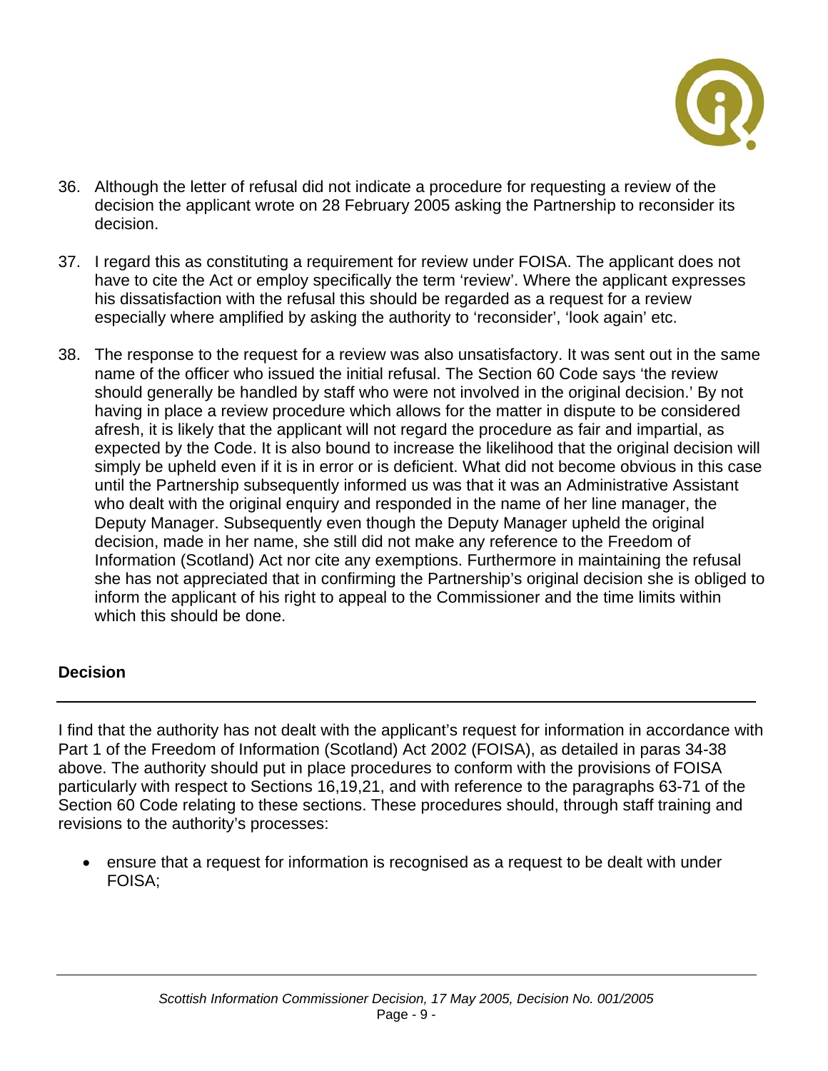36. Although the letter of refusal did not indicate a procedure for requesting a review of the decision the applicant wrote on 28 February 2005 asking the Partnership to reconsider its decision.

37. I regard this as constituting a requirement for review under FOISA. The applicant does not have to cite the Act or employ specifically the term 'review'. Where the applicant expresses his dissatisfaction with the refusal this should be regarded as a request for a review especially where amplified by asking the authority to 'reconsider', 'look again' etc.

38. The response to the request for a review was also unsatisfactory. It was sent out in the same name of the officer who issued the initial refusal. The Section 60 Code says 'the review should generally be handled by staff who were not involved in the original decision.' By not having in place a review procedure which allows for the matter in dispute to be considered afresh, it is likely that the applicant will not regard the procedure as fair and impartial, as expected by the Code. It is also bound to increase the likelihood that the original decision will simply be upheld even if it is in error or is deficient. What did not become obvious in this case until the Partnership subsequently informed us was that it was an Administrative Assistant who dealt with the original enquiry and responded in the name of her line manager, the Deputy Manager. Subsequently even though the Deputy Manager upheld the original decision, made in her name, she still did not make any reference to the Freedom of Information (Scotland) Act nor cite any exemptions. Furthermore in maintaining the refusal she has not appreciated that in confirming the Partnership's original decision she is obliged to inform the applicant of his right to appeal to the Commissioner and the time limits within which this should be done.

## Decision

I find that the authority has not dealt with the applicant's request for information in accordance with Part 1 of the Freedom of Information (Scotland) Act 2002 (FOISA), as detailed in paras 34-38 above. The authority should put in place procedures to conform with the provisions of FOISA particularly with respect to Sections 16,19,21, and with reference to the paragraphs 63-71 of the Section 60 Code relating to these sections. These procedures should, through staff training and revisions to the authority's processes:

- ensure that a request for information is recognised as a request to be dealt with under FOISA;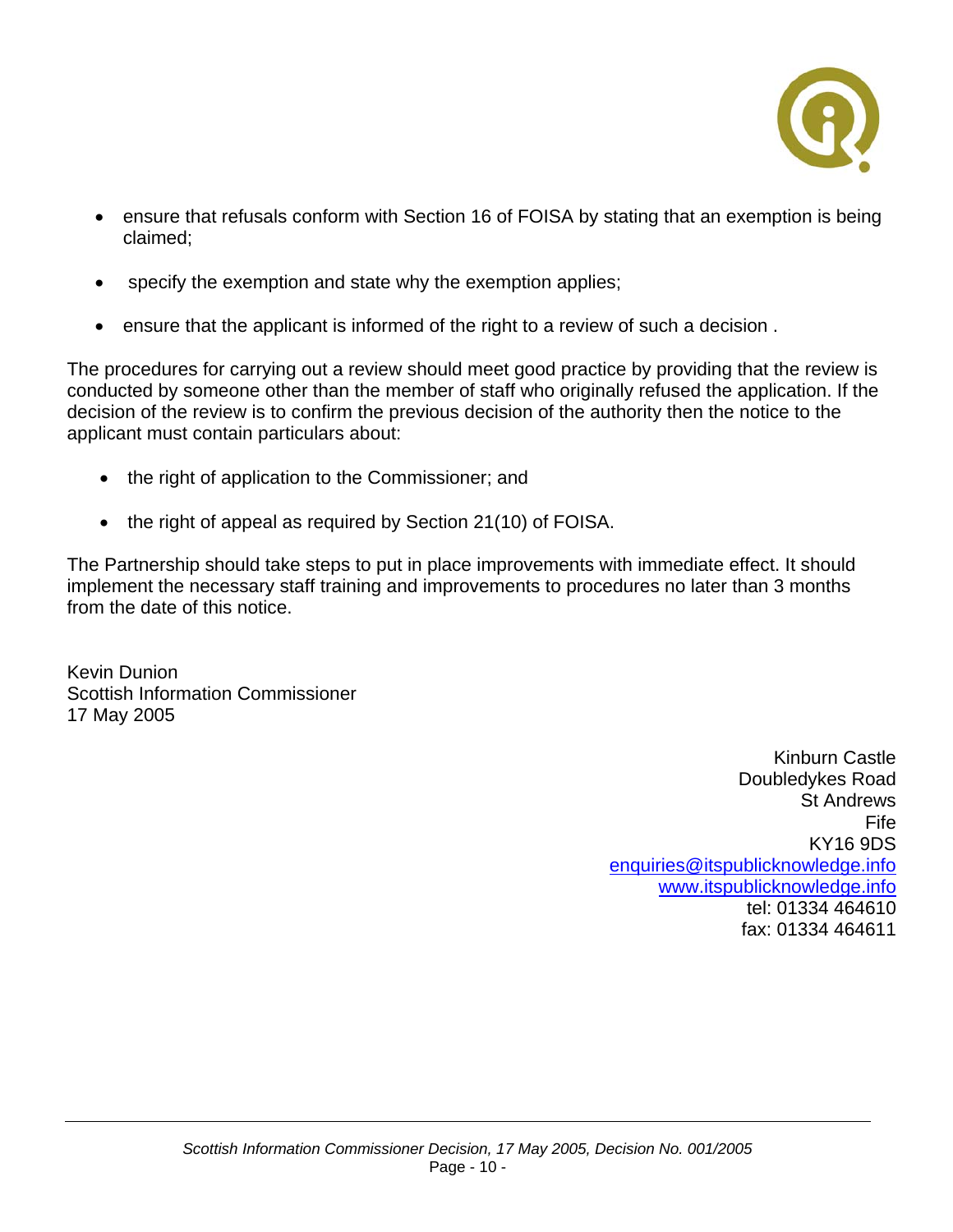- ensure that refusals conform with Section 16 of FOISA by stating that an exemption is being claimed;
- specify the exemption and state why the exemption applies;
- ensure that the applicant is informed of the right to a review of such a decision .

The procedures for carrying out a review should meet good practice by providing that the review is conducted by someone other than the member of staff who originally refused the application. If the decision of the review is to confirm the previous decision of the authority then the notice to the applicant must contain particulars about:

- the right of application to the Commissioner; and
- the right of appeal as required by Section 21(10) of FOISA.

The Partnership should take steps to put in place improvements with immediate effect. It should implement the necessary staff training and improvements to procedures no later than 3 months from the date of this notice.

Kevin Dunion
Scottish Information Commissioner
17 May 2005

Kinburn Castle
Doubledykes Road
St Andrews
Fife
KY16 9DS
enquiries@itspublicknowledge.info
www.itspublicknowledge.info
tel: 01334 464610
fax: 01334 464611